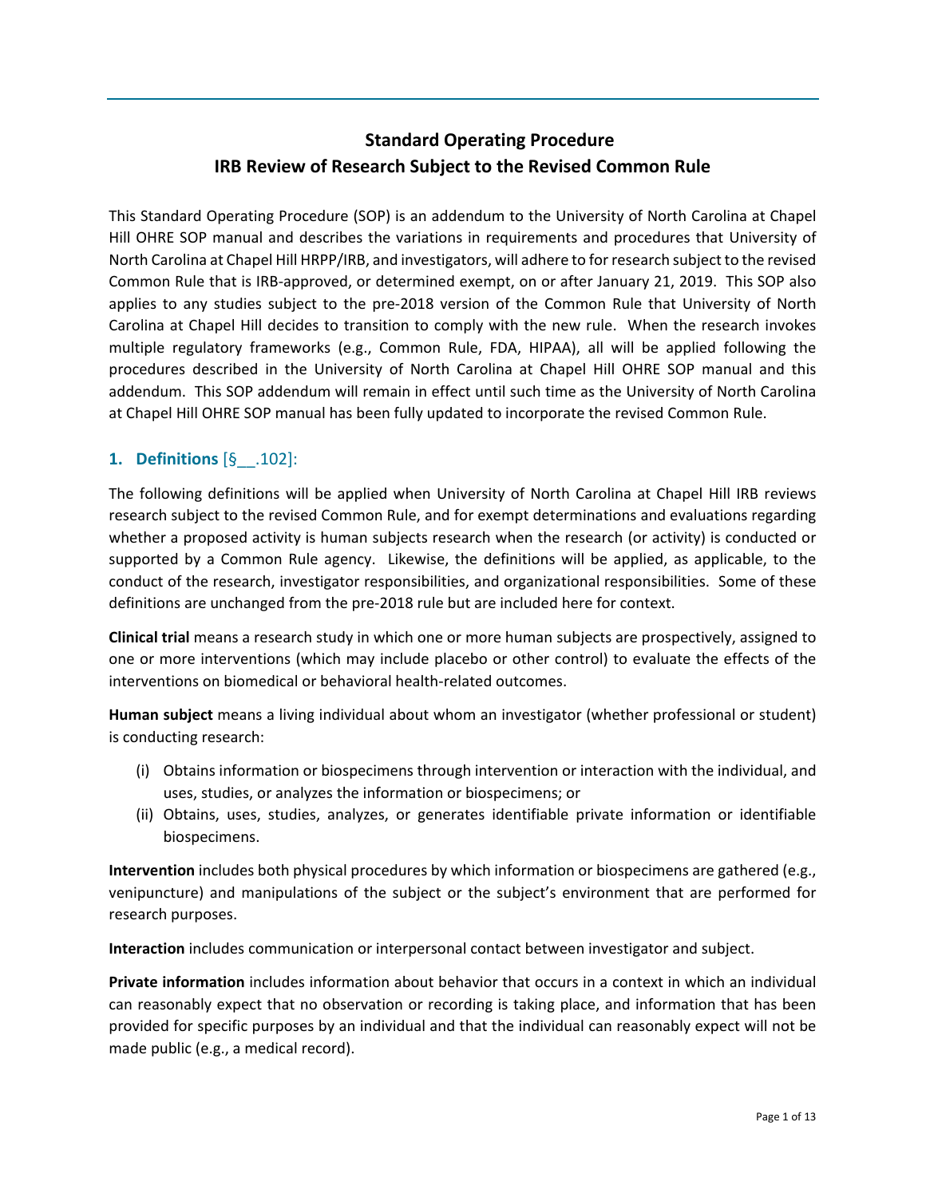# Standard Operating Procedure
# IRB Review of Research Subject to the Revised Common Rule

This Standard Operating Procedure (SOP) is an addendum to the University of North Carolina at Chapel Hill OHRE SOP manual and describes the variations in requirements and procedures that University of North Carolina at Chapel Hill HRPP/IRB, and investigators, will adhere to for research subject to the revised Common Rule that is IRB-approved, or determined exempt, on or after January 21, 2019. This SOP also applies to any studies subject to the pre-2018 version of the Common Rule that University of North Carolina at Chapel Hill decides to transition to comply with the new rule. When the research invokes multiple regulatory frameworks (e.g., Common Rule, FDA, HIPAA), all will be applied following the procedures described in the University of North Carolina at Chapel Hill OHRE SOP manual and this addendum. This SOP addendum will remain in effect until such time as the University of North Carolina at Chapel Hill OHRE SOP manual has been fully updated to incorporate the revised Common Rule.

## 1. Definitions [§__.102]:

The following definitions will be applied when University of North Carolina at Chapel Hill IRB reviews research subject to the revised Common Rule, and for exempt determinations and evaluations regarding whether a proposed activity is human subjects research when the research (or activity) is conducted or supported by a Common Rule agency. Likewise, the definitions will be applied, as applicable, to the conduct of the research, investigator responsibilities, and organizational responsibilities. Some of these definitions are unchanged from the pre-2018 rule but are included here for context.

**Clinical trial** means a research study in which one or more human subjects are prospectively, assigned to one or more interventions (which may include placebo or other control) to evaluate the effects of the interventions on biomedical or behavioral health-related outcomes.

**Human subject** means a living individual about whom an investigator (whether professional or student) is conducting research:

(i) Obtains information or biospecimens through intervention or interaction with the individual, and uses, studies, or analyzes the information or biospecimens; or

(ii) Obtains, uses, studies, analyzes, or generates identifiable private information or identifiable biospecimens.

**Intervention** includes both physical procedures by which information or biospecimens are gathered (e.g., venipuncture) and manipulations of the subject or the subject's environment that are performed for research purposes.

**Interaction** includes communication or interpersonal contact between investigator and subject.

**Private information** includes information about behavior that occurs in a context in which an individual can reasonably expect that no observation or recording is taking place, and information that has been provided for specific purposes by an individual and that the individual can reasonably expect will not be made public (e.g., a medical record).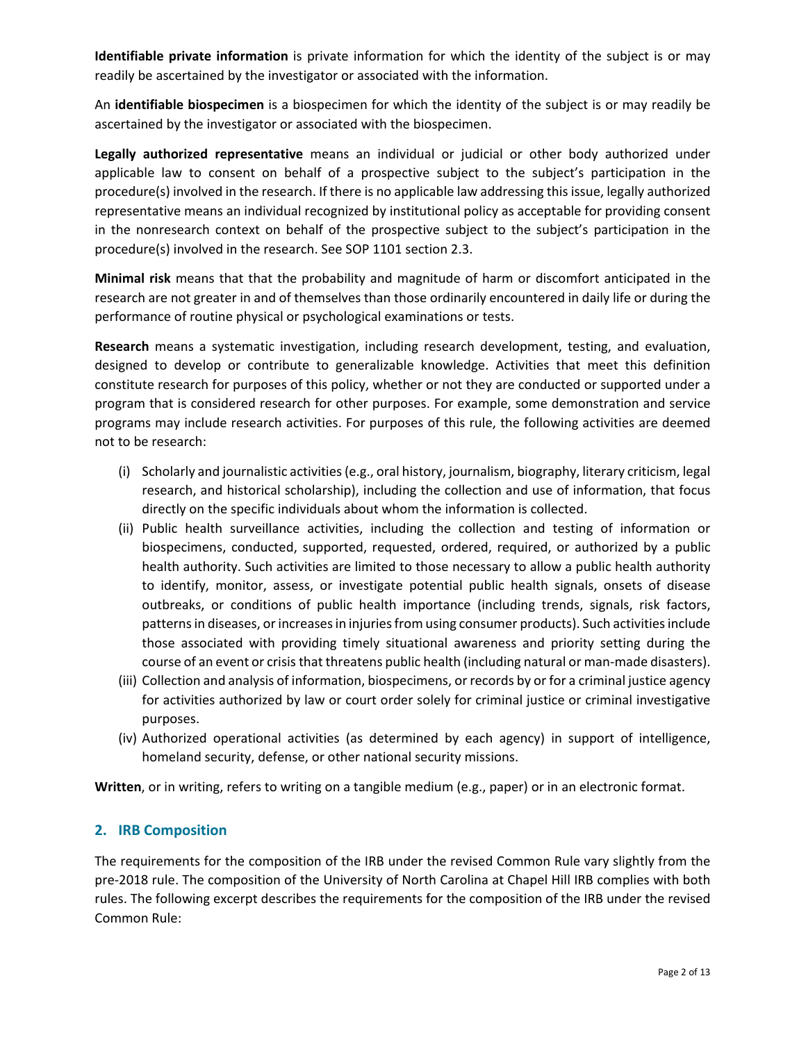**Identifiable private information** is private information for which the identity of the subject is or may readily be ascertained by the investigator or associated with the information.

An **identifiable biospecimen** is a biospecimen for which the identity of the subject is or may readily be ascertained by the investigator or associated with the biospecimen.

**Legally authorized representative** means an individual or judicial or other body authorized under applicable law to consent on behalf of a prospective subject to the subject's participation in the procedure(s) involved in the research. If there is no applicable law addressing this issue, legally authorized representative means an individual recognized by institutional policy as acceptable for providing consent in the nonresearch context on behalf of the prospective subject to the subject's participation in the procedure(s) involved in the research. See SOP 1101 section 2.3.

**Minimal risk** means that that the probability and magnitude of harm or discomfort anticipated in the research are not greater in and of themselves than those ordinarily encountered in daily life or during the performance of routine physical or psychological examinations or tests.

**Research** means a systematic investigation, including research development, testing, and evaluation, designed to develop or contribute to generalizable knowledge. Activities that meet this definition constitute research for purposes of this policy, whether or not they are conducted or supported under a program that is considered research for other purposes. For example, some demonstration and service programs may include research activities. For purposes of this rule, the following activities are deemed not to be research:

(i) Scholarly and journalistic activities (e.g., oral history, journalism, biography, literary criticism, legal research, and historical scholarship), including the collection and use of information, that focus directly on the specific individuals about whom the information is collected.

(ii) Public health surveillance activities, including the collection and testing of information or biospecimens, conducted, supported, requested, ordered, required, or authorized by a public health authority. Such activities are limited to those necessary to allow a public health authority to identify, monitor, assess, or investigate potential public health signals, onsets of disease outbreaks, or conditions of public health importance (including trends, signals, risk factors, patterns in diseases, or increases in injuries from using consumer products). Such activities include those associated with providing timely situational awareness and priority setting during the course of an event or crisis that threatens public health (including natural or man-made disasters).

(iii) Collection and analysis of information, biospecimens, or records by or for a criminal justice agency for activities authorized by law or court order solely for criminal justice or criminal investigative purposes.

(iv) Authorized operational activities (as determined by each agency) in support of intelligence, homeland security, defense, or other national security missions.

**Written**, or in writing, refers to writing on a tangible medium (e.g., paper) or in an electronic format.

## 2. IRB Composition

The requirements for the composition of the IRB under the revised Common Rule vary slightly from the pre-2018 rule. The composition of the University of North Carolina at Chapel Hill IRB complies with both rules. The following excerpt describes the requirements for the composition of the IRB under the revised Common Rule: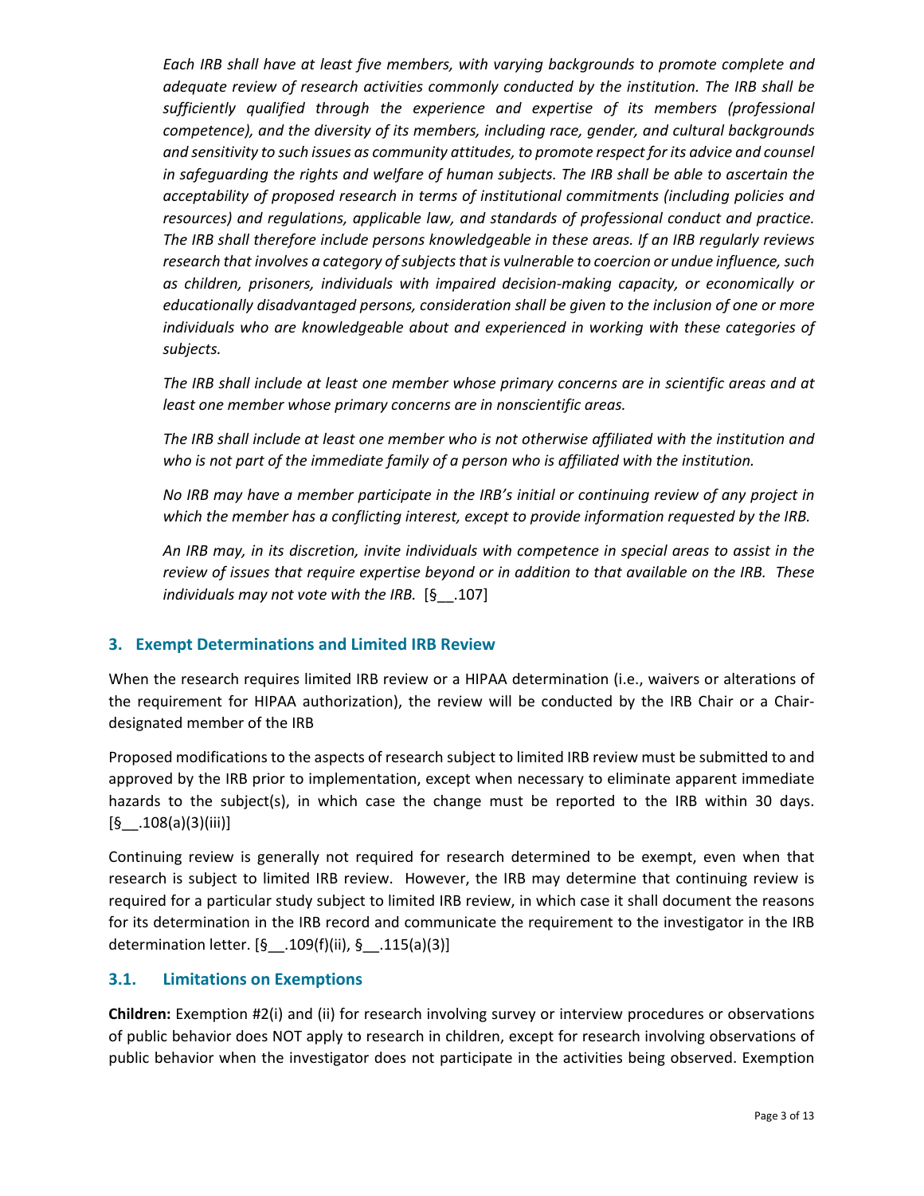*Each IRB shall have at least five members, with varying backgrounds to promote complete and adequate review of research activities commonly conducted by the institution. The IRB shall be sufficiently qualified through the experience and expertise of its members (professional competence), and the diversity of its members, including race, gender, and cultural backgrounds and sensitivity to such issues as community attitudes, to promote respect for its advice and counsel in safeguarding the rights and welfare of human subjects. The IRB shall be able to ascertain the acceptability of proposed research in terms of institutional commitments (including policies and resources) and regulations, applicable law, and standards of professional conduct and practice. The IRB shall therefore include persons knowledgeable in these areas. If an IRB regularly reviews research that involves a category of subjects that is vulnerable to coercion or undue influence, such as children, prisoners, individuals with impaired decision-making capacity, or economically or educationally disadvantaged persons, consideration shall be given to the inclusion of one or more individuals who are knowledgeable about and experienced in working with these categories of subjects.*

*The IRB shall include at least one member whose primary concerns are in scientific areas and at least one member whose primary concerns are in nonscientific areas.*

*The IRB shall include at least one member who is not otherwise affiliated with the institution and who is not part of the immediate family of a person who is affiliated with the institution.*

*No IRB may have a member participate in the IRB's initial or continuing review of any project in which the member has a conflicting interest, except to provide information requested by the IRB.*

*An IRB may, in its discretion, invite individuals with competence in special areas to assist in the review of issues that require expertise beyond or in addition to that available on the IRB. These individuals may not vote with the IRB.* [§__.107]

## 3. Exempt Determinations and Limited IRB Review

When the research requires limited IRB review or a HIPAA determination (i.e., waivers or alterations of the requirement for HIPAA authorization), the review will be conducted by the IRB Chair or a Chair-designated member of the IRB

Proposed modifications to the aspects of research subject to limited IRB review must be submitted to and approved by the IRB prior to implementation, except when necessary to eliminate apparent immediate hazards to the subject(s), in which case the change must be reported to the IRB within 30 days. [§__.108(a)(3)(iii)]

Continuing review is generally not required for research determined to be exempt, even when that research is subject to limited IRB review. However, the IRB may determine that continuing review is required for a particular study subject to limited IRB review, in which case it shall document the reasons for its determination in the IRB record and communicate the requirement to the investigator in the IRB determination letter. [§__.109(f)(ii), §__.115(a)(3)]

### 3.1. Limitations on Exemptions

**Children:** Exemption #2(i) and (ii) for research involving survey or interview procedures or observations of public behavior does NOT apply to research in children, except for research involving observations of public behavior when the investigator does not participate in the activities being observed. Exemption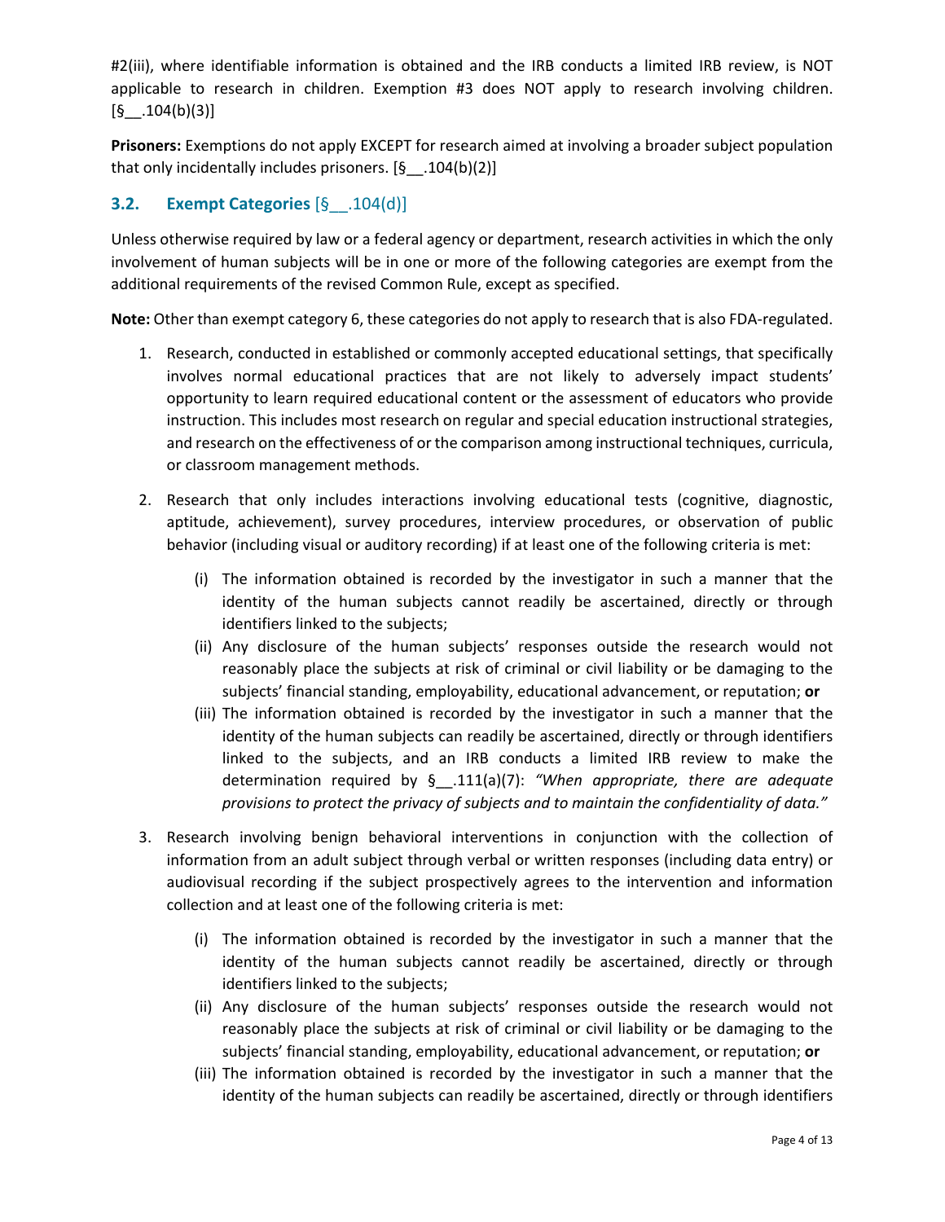#2(iii), where identifiable information is obtained and the IRB conducts a limited IRB review, is NOT applicable to research in children. Exemption #3 does NOT apply to research involving children. [§__.104(b)(3)]

**Prisoners:** Exemptions do not apply EXCEPT for research aimed at involving a broader subject population that only incidentally includes prisoners. [§__.104(b)(2)]

### 3.2. Exempt Categories [§__.104(d)]

Unless otherwise required by law or a federal agency or department, research activities in which the only involvement of human subjects will be in one or more of the following categories are exempt from the additional requirements of the revised Common Rule, except as specified.

**Note:** Other than exempt category 6, these categories do not apply to research that is also FDA-regulated.

1. Research, conducted in established or commonly accepted educational settings, that specifically involves normal educational practices that are not likely to adversely impact students' opportunity to learn required educational content or the assessment of educators who provide instruction. This includes most research on regular and special education instructional strategies, and research on the effectiveness of or the comparison among instructional techniques, curricula, or classroom management methods.

2. Research that only includes interactions involving educational tests (cognitive, diagnostic, aptitude, achievement), survey procedures, interview procedures, or observation of public behavior (including visual or auditory recording) if at least one of the following criteria is met:

   (i) The information obtained is recorded by the investigator in such a manner that the identity of the human subjects cannot readily be ascertained, directly or through identifiers linked to the subjects;

   (ii) Any disclosure of the human subjects' responses outside the research would not reasonably place the subjects at risk of criminal or civil liability or be damaging to the subjects' financial standing, employability, educational advancement, or reputation; **or**

   (iii) The information obtained is recorded by the investigator in such a manner that the identity of the human subjects can readily be ascertained, directly or through identifiers linked to the subjects, and an IRB conducts a limited IRB review to make the determination required by §__.111(a)(7): *"When appropriate, there are adequate provisions to protect the privacy of subjects and to maintain the confidentiality of data."*

3. Research involving benign behavioral interventions in conjunction with the collection of information from an adult subject through verbal or written responses (including data entry) or audiovisual recording if the subject prospectively agrees to the intervention and information collection and at least one of the following criteria is met:

   (i) The information obtained is recorded by the investigator in such a manner that the identity of the human subjects cannot readily be ascertained, directly or through identifiers linked to the subjects;

   (ii) Any disclosure of the human subjects' responses outside the research would not reasonably place the subjects at risk of criminal or civil liability or be damaging to the subjects' financial standing, employability, educational advancement, or reputation; **or**

   (iii) The information obtained is recorded by the investigator in such a manner that the identity of the human subjects can readily be ascertained, directly or through identifiers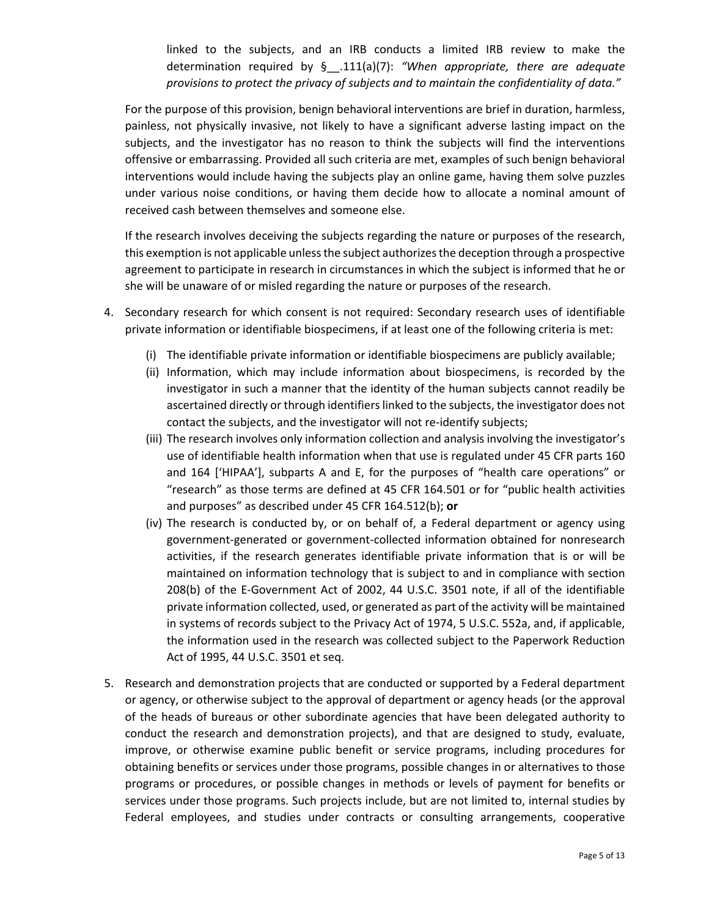linked to the subjects, and an IRB conducts a limited IRB review to make the determination required by §__.111(a)(7): *"When appropriate, there are adequate provisions to protect the privacy of subjects and to maintain the confidentiality of data."*

For the purpose of this provision, benign behavioral interventions are brief in duration, harmless, painless, not physically invasive, not likely to have a significant adverse lasting impact on the subjects, and the investigator has no reason to think the subjects will find the interventions offensive or embarrassing. Provided all such criteria are met, examples of such benign behavioral interventions would include having the subjects play an online game, having them solve puzzles under various noise conditions, or having them decide how to allocate a nominal amount of received cash between themselves and someone else.

If the research involves deceiving the subjects regarding the nature or purposes of the research, this exemption is not applicable unless the subject authorizes the deception through a prospective agreement to participate in research in circumstances in which the subject is informed that he or she will be unaware of or misled regarding the nature or purposes of the research.

4. Secondary research for which consent is not required: Secondary research uses of identifiable private information or identifiable biospecimens, if at least one of the following criteria is met:
   - (i) The identifiable private information or identifiable biospecimens are publicly available;
   - (ii) Information, which may include information about biospecimens, is recorded by the investigator in such a manner that the identity of the human subjects cannot readily be ascertained directly or through identifiers linked to the subjects, the investigator does not contact the subjects, and the investigator will not re-identify subjects;
   - (iii) The research involves only information collection and analysis involving the investigator's use of identifiable health information when that use is regulated under 45 CFR parts 160 and 164 ['HIPAA'], subparts A and E, for the purposes of "health care operations" or "research" as those terms are defined at 45 CFR 164.501 or for "public health activities and purposes" as described under 45 CFR 164.512(b); **or**
   - (iv) The research is conducted by, or on behalf of, a Federal department or agency using government-generated or government-collected information obtained for nonresearch activities, if the research generates identifiable private information that is or will be maintained on information technology that is subject to and in compliance with section 208(b) of the E-Government Act of 2002, 44 U.S.C. 3501 note, if all of the identifiable private information collected, used, or generated as part of the activity will be maintained in systems of records subject to the Privacy Act of 1974, 5 U.S.C. 552a, and, if applicable, the information used in the research was collected subject to the Paperwork Reduction Act of 1995, 44 U.S.C. 3501 et seq.

5. Research and demonstration projects that are conducted or supported by a Federal department or agency, or otherwise subject to the approval of department or agency heads (or the approval of the heads of bureaus or other subordinate agencies that have been delegated authority to conduct the research and demonstration projects), and that are designed to study, evaluate, improve, or otherwise examine public benefit or service programs, including procedures for obtaining benefits or services under those programs, possible changes in or alternatives to those programs or procedures, or possible changes in methods or levels of payment for benefits or services under those programs. Such projects include, but are not limited to, internal studies by Federal employees, and studies under contracts or consulting arrangements, cooperative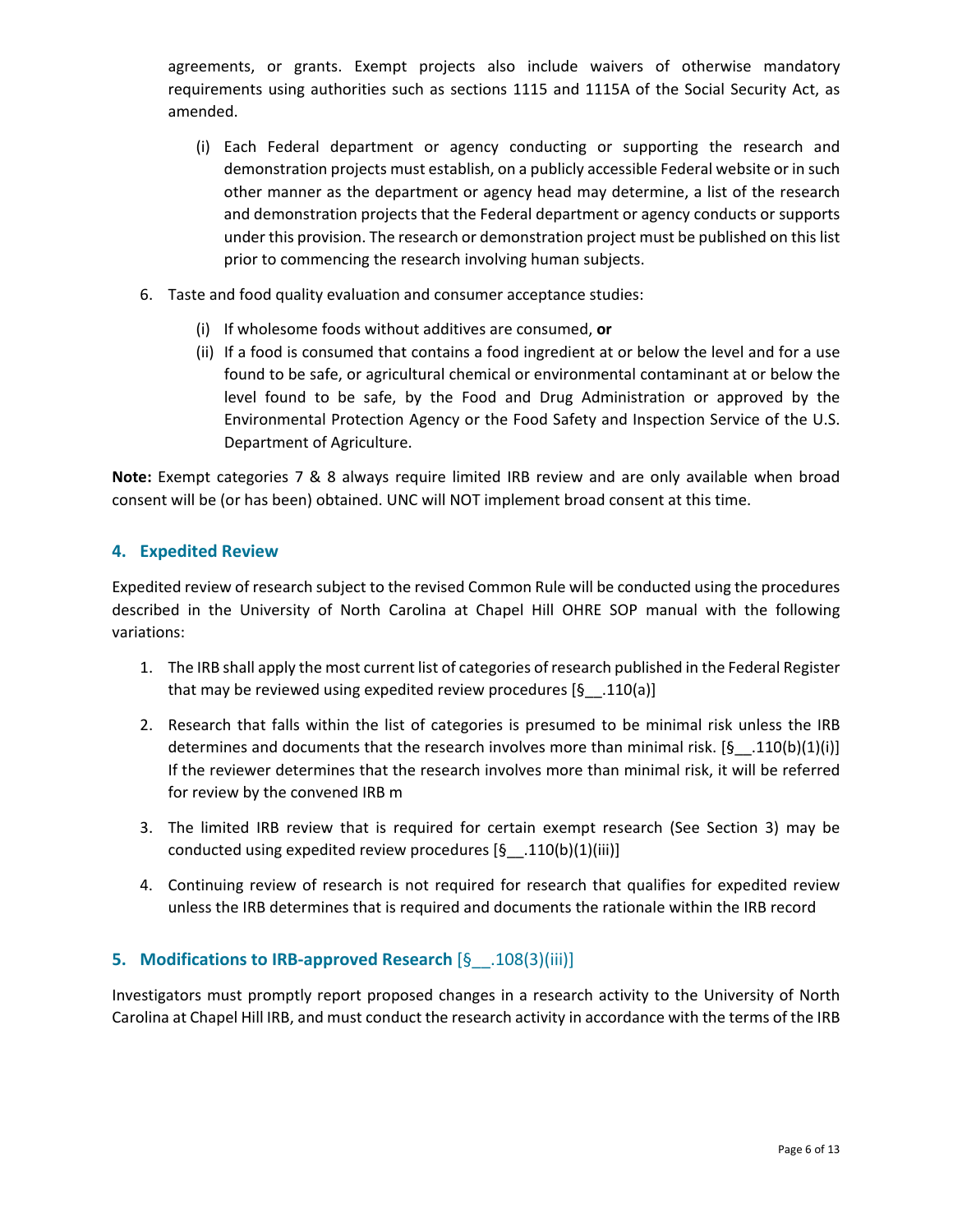agreements, or grants. Exempt projects also include waivers of otherwise mandatory requirements using authorities such as sections 1115 and 1115A of the Social Security Act, as amended.

(i) Each Federal department or agency conducting or supporting the research and demonstration projects must establish, on a publicly accessible Federal website or in such other manner as the department or agency head may determine, a list of the research and demonstration projects that the Federal department or agency conducts or supports under this provision. The research or demonstration project must be published on this list prior to commencing the research involving human subjects.

6. Taste and food quality evaluation and consumer acceptance studies:

   (i) If wholesome foods without additives are consumed, **or**

   (ii) If a food is consumed that contains a food ingredient at or below the level and for a use found to be safe, or agricultural chemical or environmental contaminant at or below the level found to be safe, by the Food and Drug Administration or approved by the Environmental Protection Agency or the Food Safety and Inspection Service of the U.S. Department of Agriculture.

**Note:** Exempt categories 7 & 8 always require limited IRB review and are only available when broad consent will be (or has been) obtained. UNC will NOT implement broad consent at this time.

## 4. Expedited Review

Expedited review of research subject to the revised Common Rule will be conducted using the procedures described in the University of North Carolina at Chapel Hill OHRE SOP manual with the following variations:

1. The IRB shall apply the most current list of categories of research published in the Federal Register that may be reviewed using expedited review procedures [§__.110(a)]

2. Research that falls within the list of categories is presumed to be minimal risk unless the IRB determines and documents that the research involves more than minimal risk. [§__.110(b)(1)(i)] If the reviewer determines that the research involves more than minimal risk, it will be referred for review by the convened IRB m

3. The limited IRB review that is required for certain exempt research (See Section 3) may be conducted using expedited review procedures [§__.110(b)(1)(iii)]

4. Continuing review of research is not required for research that qualifies for expedited review unless the IRB determines that is required and documents the rationale within the IRB record

## 5. Modifications to IRB-approved Research [§__.108(3)(iii)]

Investigators must promptly report proposed changes in a research activity to the University of North Carolina at Chapel Hill IRB, and must conduct the research activity in accordance with the terms of the IRB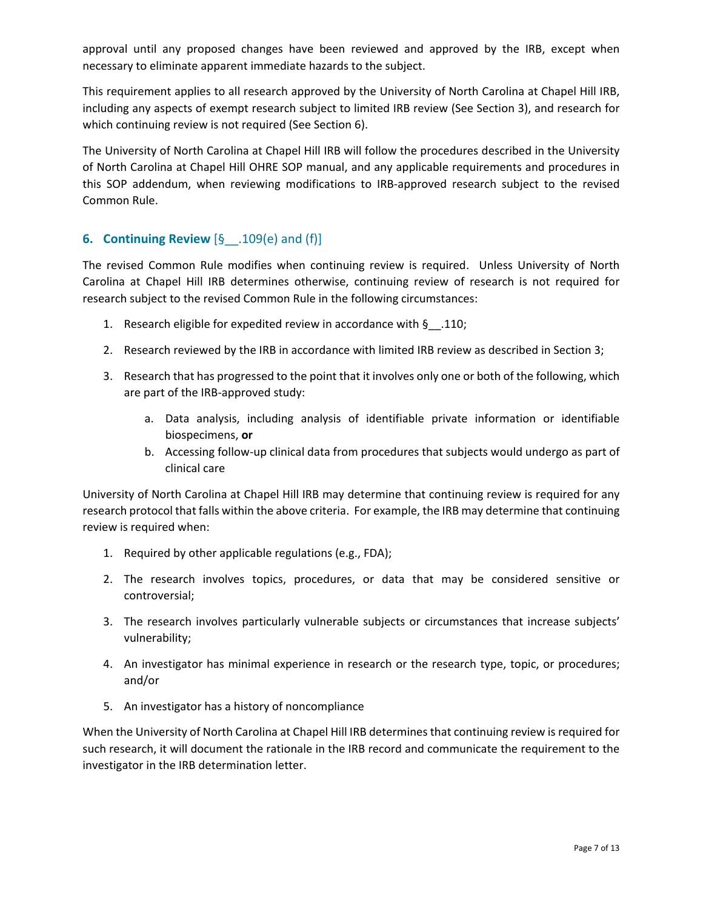approval until any proposed changes have been reviewed and approved by the IRB, except when necessary to eliminate apparent immediate hazards to the subject.

This requirement applies to all research approved by the University of North Carolina at Chapel Hill IRB, including any aspects of exempt research subject to limited IRB review (See Section 3), and research for which continuing review is not required (See Section 6).

The University of North Carolina at Chapel Hill IRB will follow the procedures described in the University of North Carolina at Chapel Hill OHRE SOP manual, and any applicable requirements and procedures in this SOP addendum, when reviewing modifications to IRB-approved research subject to the revised Common Rule.

## 6. Continuing Review [§__.109(e) and (f)]

The revised Common Rule modifies when continuing review is required. Unless University of North Carolina at Chapel Hill IRB determines otherwise, continuing review of research is not required for research subject to the revised Common Rule in the following circumstances:

1. Research eligible for expedited review in accordance with §__.110;
2. Research reviewed by the IRB in accordance with limited IRB review as described in Section 3;
3. Research that has progressed to the point that it involves only one or both of the following, which are part of the IRB-approved study:
   a. Data analysis, including analysis of identifiable private information or identifiable biospecimens, **or**
   b. Accessing follow-up clinical data from procedures that subjects would undergo as part of clinical care

University of North Carolina at Chapel Hill IRB may determine that continuing review is required for any research protocol that falls within the above criteria. For example, the IRB may determine that continuing review is required when:

1. Required by other applicable regulations (e.g., FDA);
2. The research involves topics, procedures, or data that may be considered sensitive or controversial;
3. The research involves particularly vulnerable subjects or circumstances that increase subjects' vulnerability;
4. An investigator has minimal experience in research or the research type, topic, or procedures; and/or
5. An investigator has a history of noncompliance

When the University of North Carolina at Chapel Hill IRB determines that continuing review is required for such research, it will document the rationale in the IRB record and communicate the requirement to the investigator in the IRB determination letter.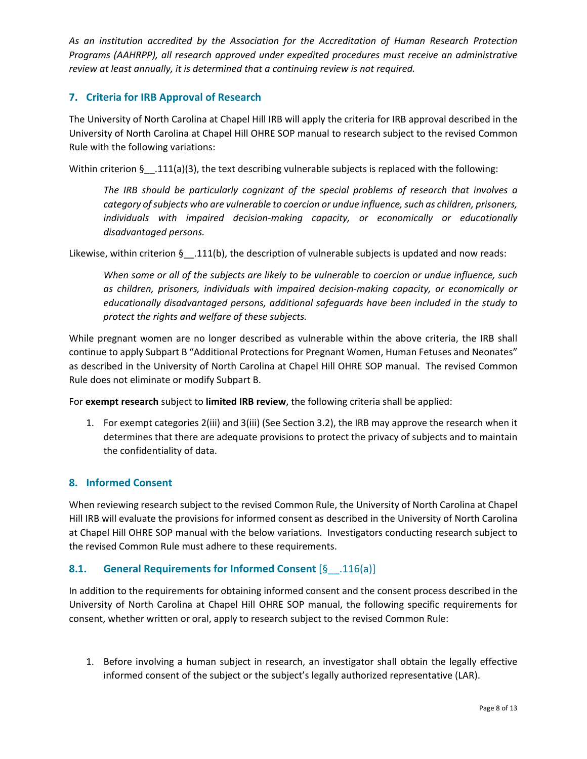*As an institution accredited by the Association for the Accreditation of Human Research Protection Programs (AAHRPP), all research approved under expedited procedures must receive an administrative review at least annually, it is determined that a continuing review is not required.*

## 7. Criteria for IRB Approval of Research

The University of North Carolina at Chapel Hill IRB will apply the criteria for IRB approval described in the University of North Carolina at Chapel Hill OHRE SOP manual to research subject to the revised Common Rule with the following variations:

Within criterion §__.111(a)(3), the text describing vulnerable subjects is replaced with the following:

> *The IRB should be particularly cognizant of the special problems of research that involves a category of subjects who are vulnerable to coercion or undue influence, such as children, prisoners, individuals with impaired decision-making capacity, or economically or educationally disadvantaged persons.*

Likewise, within criterion §__.111(b), the description of vulnerable subjects is updated and now reads:

> *When some or all of the subjects are likely to be vulnerable to coercion or undue influence, such as children, prisoners, individuals with impaired decision-making capacity, or economically or educationally disadvantaged persons, additional safeguards have been included in the study to protect the rights and welfare of these subjects.*

While pregnant women are no longer described as vulnerable within the above criteria, the IRB shall continue to apply Subpart B "Additional Protections for Pregnant Women, Human Fetuses and Neonates" as described in the University of North Carolina at Chapel Hill OHRE SOP manual. The revised Common Rule does not eliminate or modify Subpart B.

For **exempt research** subject to **limited IRB review**, the following criteria shall be applied:

1. For exempt categories 2(iii) and 3(iii) (See Section 3.2), the IRB may approve the research when it determines that there are adequate provisions to protect the privacy of subjects and to maintain the confidentiality of data.

## 8. Informed Consent

When reviewing research subject to the revised Common Rule, the University of North Carolina at Chapel Hill IRB will evaluate the provisions for informed consent as described in the University of North Carolina at Chapel Hill OHRE SOP manual with the below variations. Investigators conducting research subject to the revised Common Rule must adhere to these requirements.

### 8.1. General Requirements for Informed Consent [§__.116(a)]

In addition to the requirements for obtaining informed consent and the consent process described in the University of North Carolina at Chapel Hill OHRE SOP manual, the following specific requirements for consent, whether written or oral, apply to research subject to the revised Common Rule:

1. Before involving a human subject in research, an investigator shall obtain the legally effective informed consent of the subject or the subject's legally authorized representative (LAR).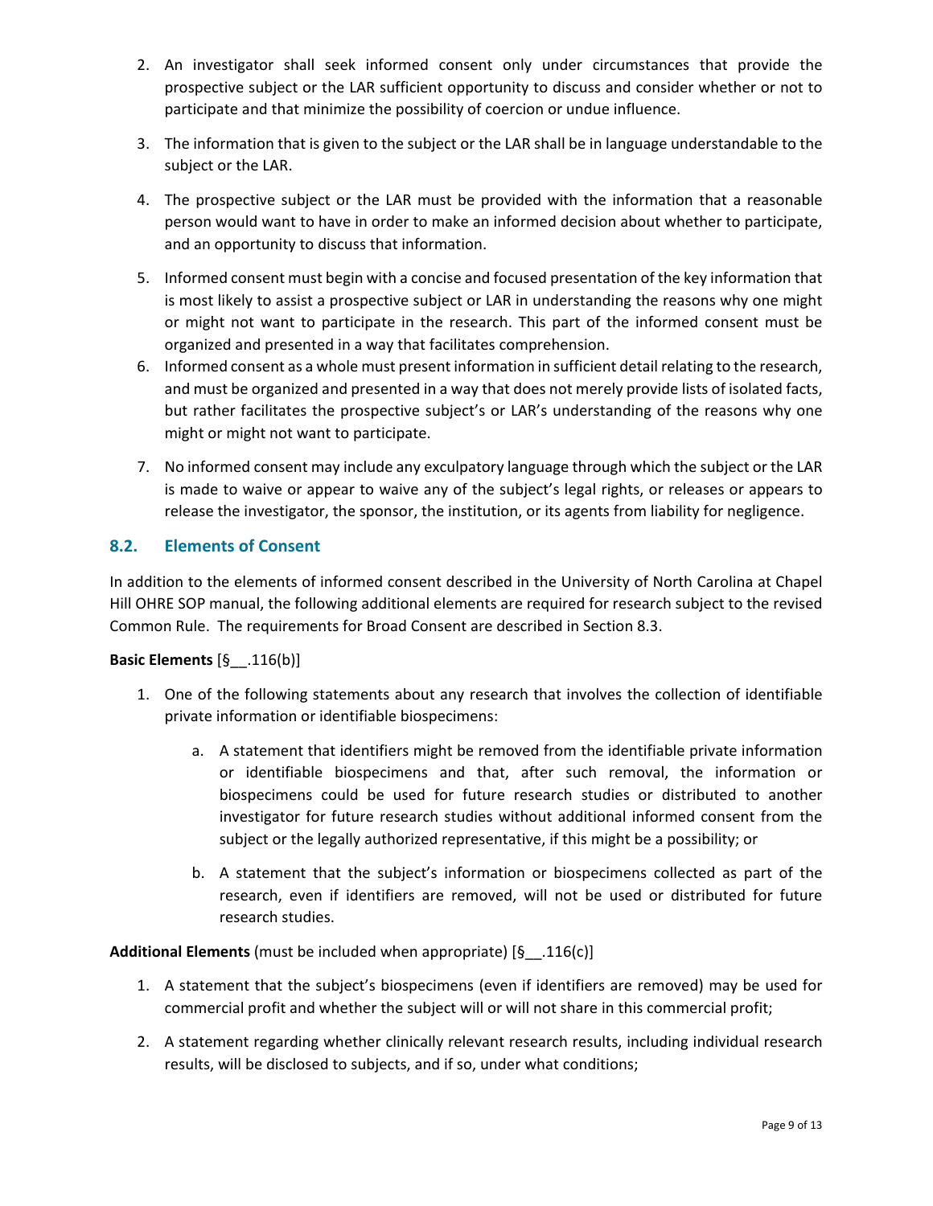2. An investigator shall seek informed consent only under circumstances that provide the prospective subject or the LAR sufficient opportunity to discuss and consider whether or not to participate and that minimize the possibility of coercion or undue influence.

3. The information that is given to the subject or the LAR shall be in language understandable to the subject or the LAR.

4. The prospective subject or the LAR must be provided with the information that a reasonable person would want to have in order to make an informed decision about whether to participate, and an opportunity to discuss that information.

5. Informed consent must begin with a concise and focused presentation of the key information that is most likely to assist a prospective subject or LAR in understanding the reasons why one might or might not want to participate in the research. This part of the informed consent must be organized and presented in a way that facilitates comprehension.

6. Informed consent as a whole must present information in sufficient detail relating to the research, and must be organized and presented in a way that does not merely provide lists of isolated facts, but rather facilitates the prospective subject's or LAR's understanding of the reasons why one might or might not want to participate.

7. No informed consent may include any exculpatory language through which the subject or the LAR is made to waive or appear to waive any of the subject's legal rights, or releases or appears to release the investigator, the sponsor, the institution, or its agents from liability for negligence.

## 8.2. Elements of Consent

In addition to the elements of informed consent described in the University of North Carolina at Chapel Hill OHRE SOP manual, the following additional elements are required for research subject to the revised Common Rule. The requirements for Broad Consent are described in Section 8.3.

**Basic Elements** [§__.116(b)]

1. One of the following statements about any research that involves the collection of identifiable private information or identifiable biospecimens:

    a. A statement that identifiers might be removed from the identifiable private information or identifiable biospecimens and that, after such removal, the information or biospecimens could be used for future research studies or distributed to another investigator for future research studies without additional informed consent from the subject or the legally authorized representative, if this might be a possibility; or

    b. A statement that the subject's information or biospecimens collected as part of the research, even if identifiers are removed, will not be used or distributed for future research studies.

**Additional Elements** (must be included when appropriate) [§__.116(c)]

1. A statement that the subject's biospecimens (even if identifiers are removed) may be used for commercial profit and whether the subject will or will not share in this commercial profit;

2. A statement regarding whether clinically relevant research results, including individual research results, will be disclosed to subjects, and if so, under what conditions;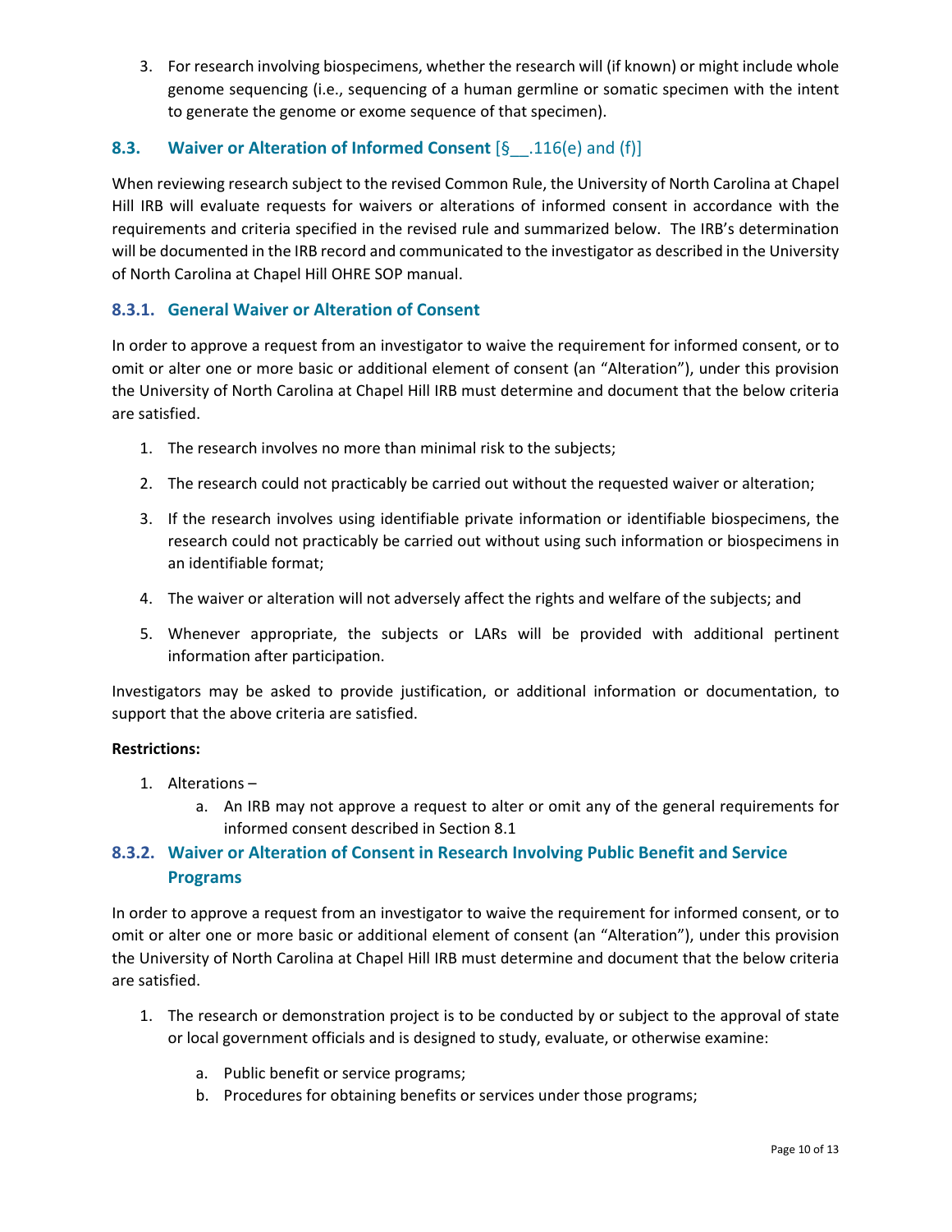3. For research involving biospecimens, whether the research will (if known) or might include whole genome sequencing (i.e., sequencing of a human germline or somatic specimen with the intent to generate the genome or exome sequence of that specimen).

## 8.3. Waiver or Alteration of Informed Consent [§__.116(e) and (f)]

When reviewing research subject to the revised Common Rule, the University of North Carolina at Chapel Hill IRB will evaluate requests for waivers or alterations of informed consent in accordance with the requirements and criteria specified in the revised rule and summarized below. The IRB's determination will be documented in the IRB record and communicated to the investigator as described in the University of North Carolina at Chapel Hill OHRE SOP manual.

### 8.3.1. General Waiver or Alteration of Consent

In order to approve a request from an investigator to waive the requirement for informed consent, or to omit or alter one or more basic or additional element of consent (an "Alteration"), under this provision the University of North Carolina at Chapel Hill IRB must determine and document that the below criteria are satisfied.

1. The research involves no more than minimal risk to the subjects;
2. The research could not practicably be carried out without the requested waiver or alteration;
3. If the research involves using identifiable private information or identifiable biospecimens, the research could not practicably be carried out without using such information or biospecimens in an identifiable format;
4. The waiver or alteration will not adversely affect the rights and welfare of the subjects; and
5. Whenever appropriate, the subjects or LARs will be provided with additional pertinent information after participation.

Investigators may be asked to provide justification, or additional information or documentation, to support that the above criteria are satisfied.

**Restrictions:**

1. Alterations –
   a. An IRB may not approve a request to alter or omit any of the general requirements for informed consent described in Section 8.1

### 8.3.2. Waiver or Alteration of Consent in Research Involving Public Benefit and Service Programs

In order to approve a request from an investigator to waive the requirement for informed consent, or to omit or alter one or more basic or additional element of consent (an "Alteration"), under this provision the University of North Carolina at Chapel Hill IRB must determine and document that the below criteria are satisfied.

1. The research or demonstration project is to be conducted by or subject to the approval of state or local government officials and is designed to study, evaluate, or otherwise examine:
   a. Public benefit or service programs;
   b. Procedures for obtaining benefits or services under those programs;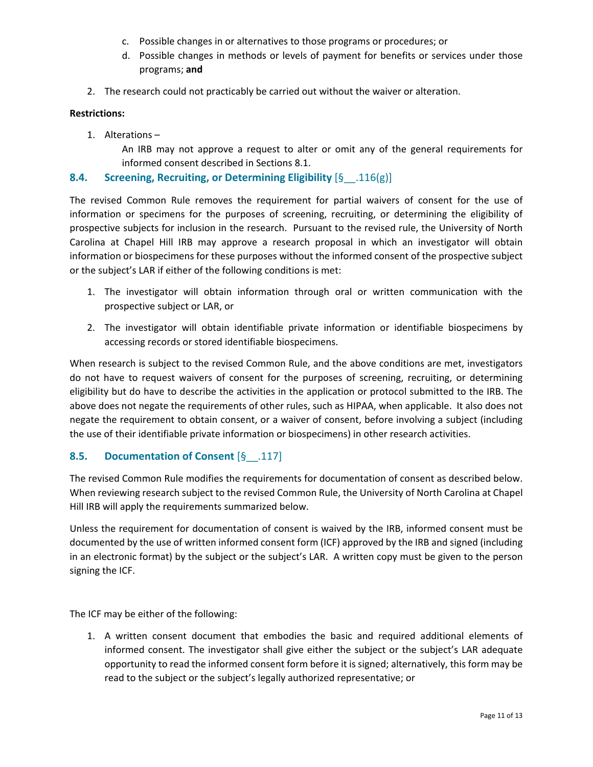c. Possible changes in or alternatives to those programs or procedures; or
   d. Possible changes in methods or levels of payment for benefits or services under those programs; **and**

2. The research could not practicably be carried out without the waiver or alteration.

**Restrictions:**

1. Alterations –

   An IRB may not approve a request to alter or omit any of the general requirements for informed consent described in Sections 8.1.

## 8.4. Screening, Recruiting, or Determining Eligibility [§__.116(g)]

The revised Common Rule removes the requirement for partial waivers of consent for the use of information or specimens for the purposes of screening, recruiting, or determining the eligibility of prospective subjects for inclusion in the research. Pursuant to the revised rule, the University of North Carolina at Chapel Hill IRB may approve a research proposal in which an investigator will obtain information or biospecimens for these purposes without the informed consent of the prospective subject or the subject's LAR if either of the following conditions is met:

1. The investigator will obtain information through oral or written communication with the prospective subject or LAR, or

2. The investigator will obtain identifiable private information or identifiable biospecimens by accessing records or stored identifiable biospecimens.

When research is subject to the revised Common Rule, and the above conditions are met, investigators do not have to request waivers of consent for the purposes of screening, recruiting, or determining eligibility but do have to describe the activities in the application or protocol submitted to the IRB. The above does not negate the requirements of other rules, such as HIPAA, when applicable. It also does not negate the requirement to obtain consent, or a waiver of consent, before involving a subject (including the use of their identifiable private information or biospecimens) in other research activities.

## 8.5. Documentation of Consent [§__.117]

The revised Common Rule modifies the requirements for documentation of consent as described below. When reviewing research subject to the revised Common Rule, the University of North Carolina at Chapel Hill IRB will apply the requirements summarized below.

Unless the requirement for documentation of consent is waived by the IRB, informed consent must be documented by the use of written informed consent form (ICF) approved by the IRB and signed (including in an electronic format) by the subject or the subject's LAR. A written copy must be given to the person signing the ICF.

The ICF may be either of the following:

1. A written consent document that embodies the basic and required additional elements of informed consent. The investigator shall give either the subject or the subject's LAR adequate opportunity to read the informed consent form before it is signed; alternatively, this form may be read to the subject or the subject's legally authorized representative; or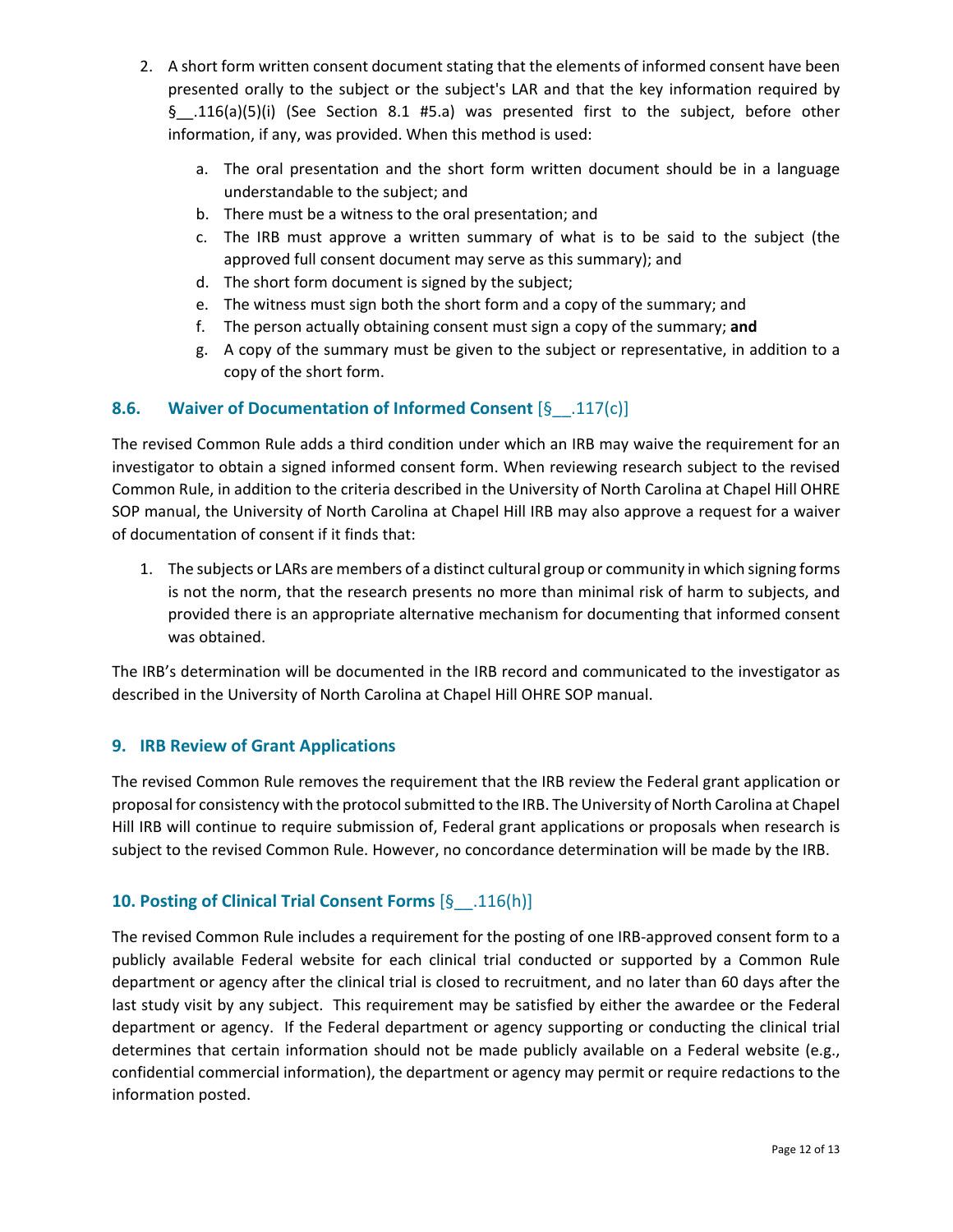2. A short form written consent document stating that the elements of informed consent have been presented orally to the subject or the subject's LAR and that the key information required by §__.116(a)(5)(i) (See Section 8.1 #5.a) was presented first to the subject, before other information, if any, was provided. When this method is used:

    a. The oral presentation and the short form written document should be in a language understandable to the subject; and
    b. There must be a witness to the oral presentation; and
    c. The IRB must approve a written summary of what is to be said to the subject (the approved full consent document may serve as this summary); and
    d. The short form document is signed by the subject;
    e. The witness must sign both the short form and a copy of the summary; and
    f. The person actually obtaining consent must sign a copy of the summary; **and**
    g. A copy of the summary must be given to the subject or representative, in addition to a copy of the short form.

### 8.6. Waiver of Documentation of Informed Consent [§__.117(c)]

The revised Common Rule adds a third condition under which an IRB may waive the requirement for an investigator to obtain a signed informed consent form. When reviewing research subject to the revised Common Rule, in addition to the criteria described in the University of North Carolina at Chapel Hill OHRE SOP manual, the University of North Carolina at Chapel Hill IRB may also approve a request for a waiver of documentation of consent if it finds that:

1. The subjects or LARs are members of a distinct cultural group or community in which signing forms is not the norm, that the research presents no more than minimal risk of harm to subjects, and provided there is an appropriate alternative mechanism for documenting that informed consent was obtained.

The IRB's determination will be documented in the IRB record and communicated to the investigator as described in the University of North Carolina at Chapel Hill OHRE SOP manual.

## 9. IRB Review of Grant Applications

The revised Common Rule removes the requirement that the IRB review the Federal grant application or proposal for consistency with the protocol submitted to the IRB. The University of North Carolina at Chapel Hill IRB will continue to require submission of, Federal grant applications or proposals when research is subject to the revised Common Rule. However, no concordance determination will be made by the IRB.

## 10. Posting of Clinical Trial Consent Forms [§__.116(h)]

The revised Common Rule includes a requirement for the posting of one IRB-approved consent form to a publicly available Federal website for each clinical trial conducted or supported by a Common Rule department or agency after the clinical trial is closed to recruitment, and no later than 60 days after the last study visit by any subject. This requirement may be satisfied by either the awardee or the Federal department or agency. If the Federal department or agency supporting or conducting the clinical trial determines that certain information should not be made publicly available on a Federal website (e.g., confidential commercial information), the department or agency may permit or require redactions to the information posted.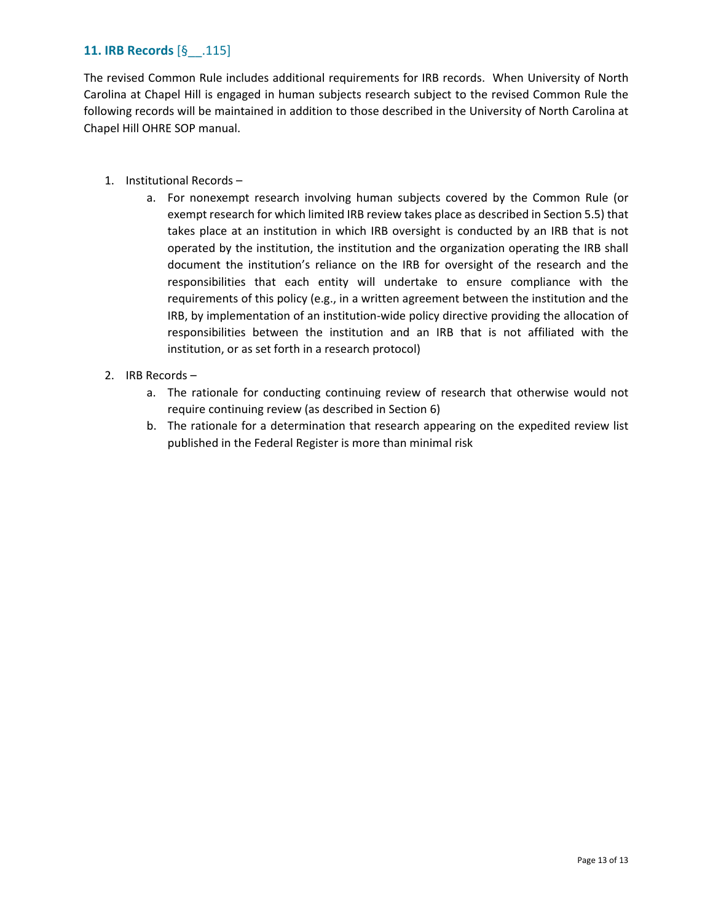## 11. IRB Records [§__.115]

The revised Common Rule includes additional requirements for IRB records. When University of North Carolina at Chapel Hill is engaged in human subjects research subject to the revised Common Rule the following records will be maintained in addition to those described in the University of North Carolina at Chapel Hill OHRE SOP manual.

1. Institutional Records –
   a. For nonexempt research involving human subjects covered by the Common Rule (or exempt research for which limited IRB review takes place as described in Section 5.5) that takes place at an institution in which IRB oversight is conducted by an IRB that is not operated by the institution, the institution and the organization operating the IRB shall document the institution's reliance on the IRB for oversight of the research and the responsibilities that each entity will undertake to ensure compliance with the requirements of this policy (e.g., in a written agreement between the institution and the IRB, by implementation of an institution-wide policy directive providing the allocation of responsibilities between the institution and an IRB that is not affiliated with the institution, or as set forth in a research protocol)
2. IRB Records –
   a. The rationale for conducting continuing review of research that otherwise would not require continuing review (as described in Section 6)
   b. The rationale for a determination that research appearing on the expedited review list published in the Federal Register is more than minimal risk